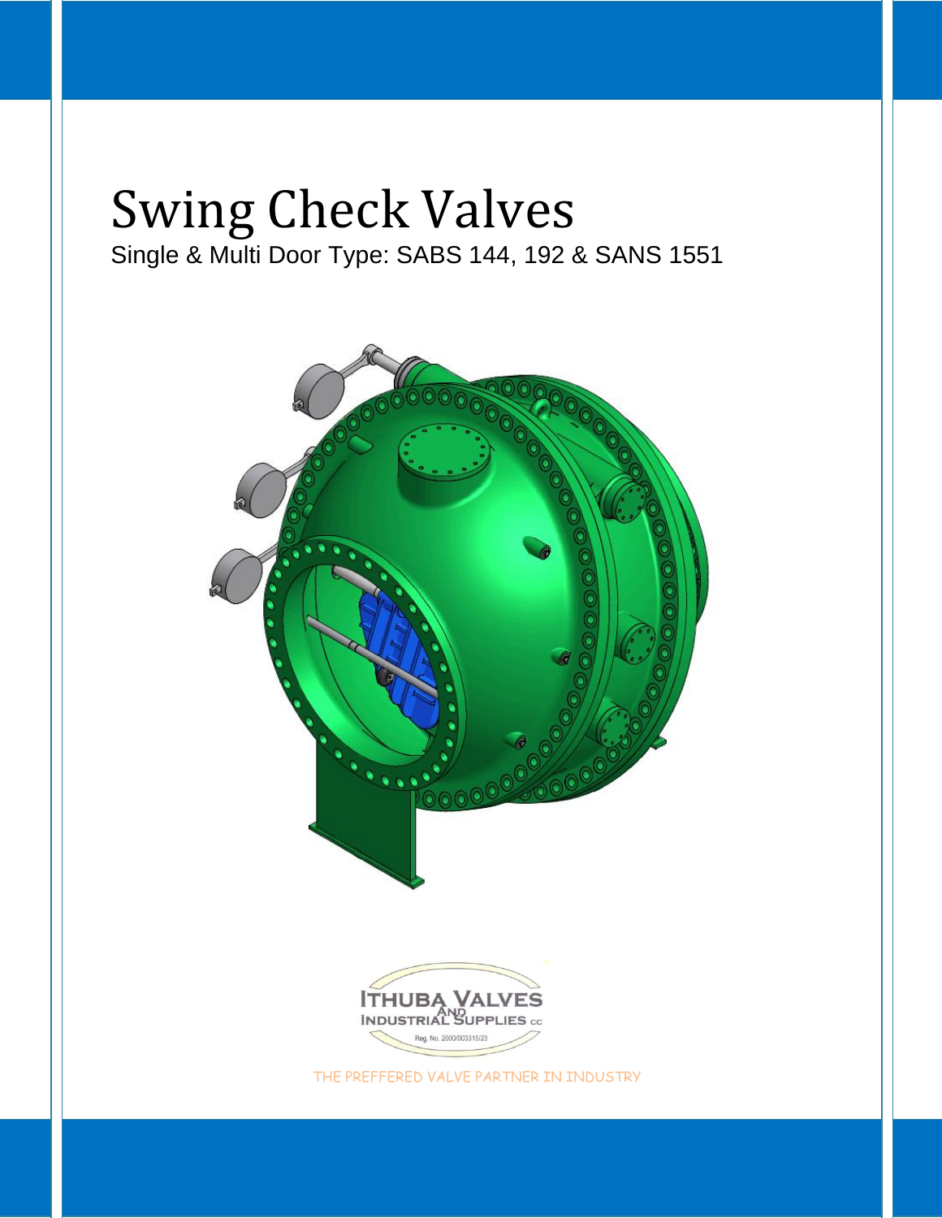# Swing Check Valves

Single & Multi Door Type: SABS 144, 192 & SANS 1551

ITHUBA VALVES AND INDUSTRIAL SUPPLIES cc

Reg. No. 2000/003315/23

THE PREFFERED VALVE PARTNER IN INDUSTRY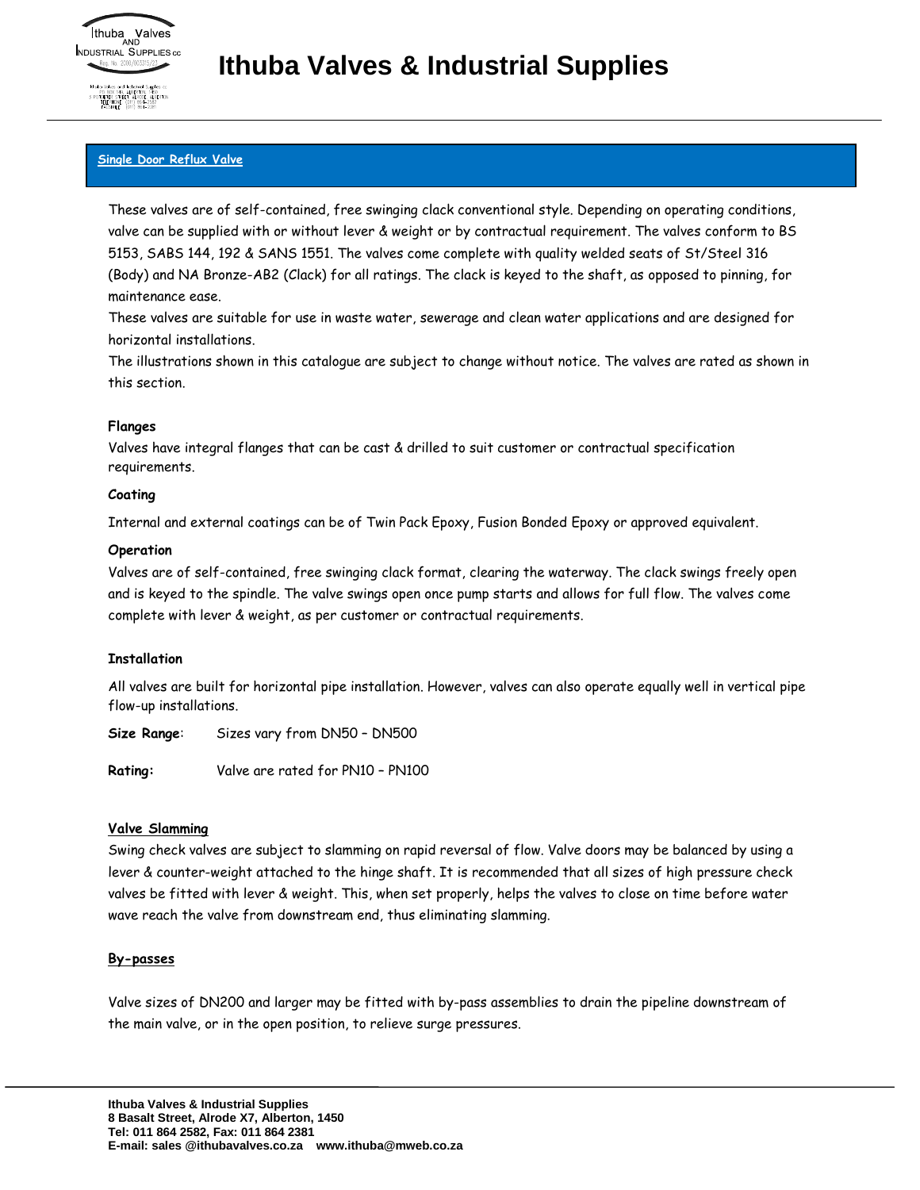## Single Door Reflux Valve

These valves are of self-contained, free swinging clack conventional style. Depending on operating conditions, valve can be supplied with or without lever & weight or by contractual requirement. The valves conform to BS 5153, SABS 144, 192 & SANS 1551. The valves come complete with quality welded seats of St/Steel 316 (Body) and NA Bronze-AB2 (Clack) for all ratings. The clack is keyed to the shaft, as opposed to pinning, for maintenance ease.

These valves are suitable for use in waste water, sewerage and clean water applications and are designed for horizontal installations.

The illustrations shown in this catalogue are subject to change without notice. The valves are rated as shown in this section.

**Flanges**

Valves have integral flanges that can be cast & drilled to suit customer or contractual specification requirements.

**Coating**

Internal and external coatings can be of Twin Pack Epoxy, Fusion Bonded Epoxy or approved equivalent.

**Operation**

Valves are of self-contained, free swinging clack format, clearing the waterway. The clack swings freely open and is keyed to the spindle. The valve swings open once pump starts and allows for full flow. The valves come complete with lever & weight, as per customer or contractual requirements.

**Installation**

All valves are built for horizontal pipe installation. However, valves can also operate equally well in vertical pipe flow-up installations.

**Size Range**: Sizes vary from DN50 – DN500

**Rating:** Valve are rated for PN10 – PN100

**Valve Slamming**

Swing check valves are subject to slamming on rapid reversal of flow. Valve doors may be balanced by using a lever & counter-weight attached to the hinge shaft. It is recommended that all sizes of high pressure check valves be fitted with lever & weight. This, when set properly, helps the valves to close on time before water wave reach the valve from downstream end, thus eliminating slamming.

**By-passes**

Valve sizes of DN200 and larger may be fitted with by-pass assemblies to drain the pipeline downstream of the main valve, or in the open position, to relieve surge pressures.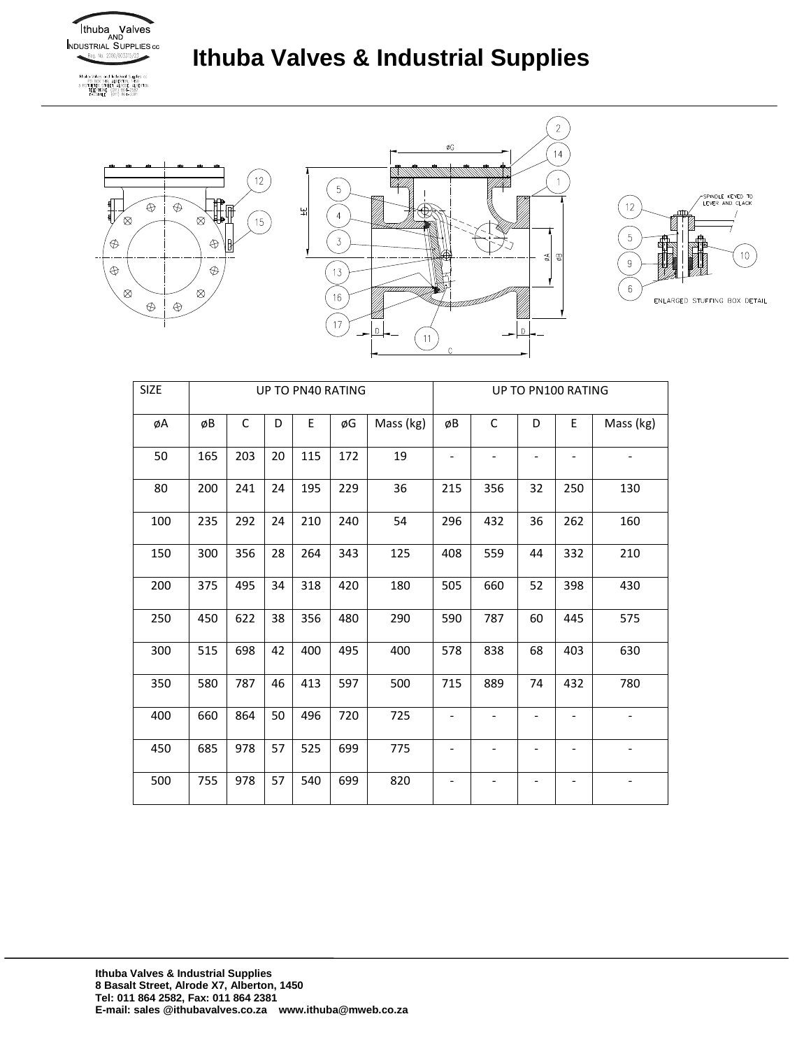# Ithuba Valves & Industrial Supplies

| SIZE | UP TO PN40 RATING | | | | | | UP TO PN100 RATING | | | | |
|---|---|---|---|---|---|---|---|---|---|---|---|
| øA | øB | C | D | E | øG | Mass (kg) | øB | C | D | E | Mass (kg) |
| 50 | 165 | 203 | 20 | 115 | 172 | 19 | - | - | - | - | - |
| 80 | 200 | 241 | 24 | 195 | 229 | 36 | 215 | 356 | 32 | 250 | 130 |
| 100 | 235 | 292 | 24 | 210 | 240 | 54 | 296 | 432 | 36 | 262 | 160 |
| 150 | 300 | 356 | 28 | 264 | 343 | 125 | 408 | 559 | 44 | 332 | 210 |
| 200 | 375 | 495 | 34 | 318 | 420 | 180 | 505 | 660 | 52 | 398 | 430 |
| 250 | 450 | 622 | 38 | 356 | 480 | 290 | 590 | 787 | 60 | 445 | 575 |
| 300 | 515 | 698 | 42 | 400 | 495 | 400 | 578 | 838 | 68 | 403 | 630 |
| 350 | 580 | 787 | 46 | 413 | 597 | 500 | 715 | 889 | 74 | 432 | 780 |
| 400 | 660 | 864 | 50 | 496 | 720 | 725 | - | - | - | - | - |
| 450 | 685 | 978 | 57 | 525 | 699 | 775 | - | - | - | - | - |
| 500 | 755 | 978 | 57 | 540 | 699 | 820 | - | - | - | - | - |

**Ithuba Valves & Industrial Supplies**
**8 Basalt Street, Alrode X7, Alberton, 1450**
**Tel: 011 864 2582, Fax: 011 864 2381**
**E-mail: sales @ithubavalves.co.za www.ithuba@mweb.co.za**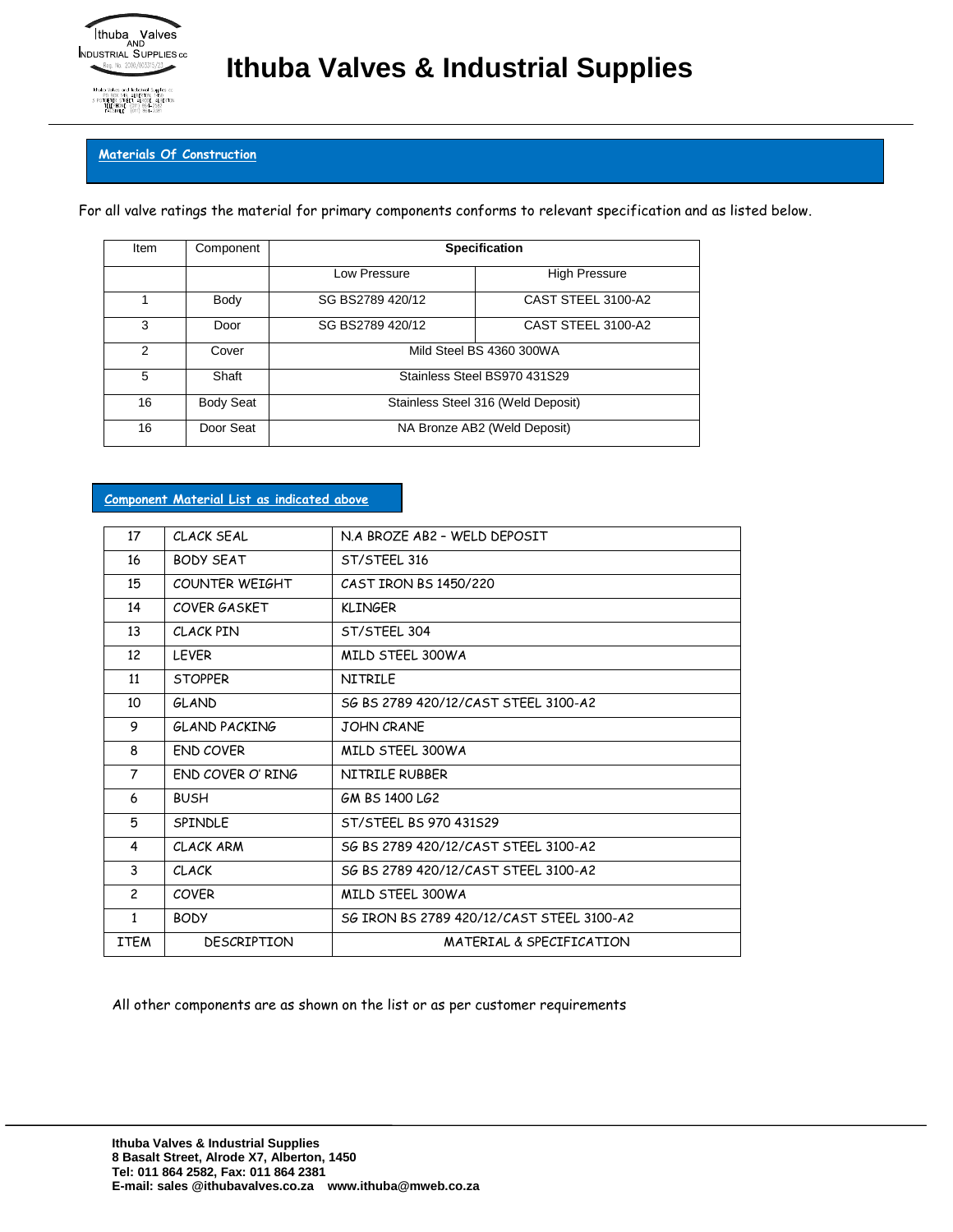## Materials Of Construction

For all valve ratings the material for primary components conforms to relevant specification and as listed below.

| Item | Component | Specification | |
|---|---|---|---|
| | | Low Pressure | High Pressure |
| 1 | Body | SG BS2789 420/12 | CAST STEEL 3100-A2 |
| 3 | Door | SG BS2789 420/12 | CAST STEEL 3100-A2 |
| 2 | Cover | Mild Steel BS 4360 300WA | |
| 5 | Shaft | Stainless Steel BS970 431S29 | |
| 16 | Body Seat | Stainless Steel 316 (Weld Deposit) | |
| 16 | Door Seat | NA Bronze AB2 (Weld Deposit) | |

## Component Material List as indicated above

| ITEM | DESCRIPTION | MATERIAL & SPECIFICATION |
|---|---|---|
| 17 | CLACK SEAL | N.A BROZE AB2 – WELD DEPOSIT |
| 16 | BODY SEAT | ST/STEEL 316 |
| 15 | COUNTER WEIGHT | CAST IRON BS 1450/220 |
| 14 | COVER GASKET | KLINGER |
| 13 | CLACK PIN | ST/STEEL 304 |
| 12 | LEVER | MILD STEEL 300WA |
| 11 | STOPPER | NITRILE |
| 10 | GLAND | SG BS 2789 420/12/CAST STEEL 3100-A2 |
| 9 | GLAND PACKING | JOHN CRANE |
| 8 | END COVER | MILD STEEL 300WA |
| 7 | END COVER O' RING | NITRILE RUBBER |
| 6 | BUSH | GM BS 1400 LG2 |
| 5 | SPINDLE | ST/STEEL BS 970 431S29 |
| 4 | CLACK ARM | SG BS 2789 420/12/CAST STEEL 3100-A2 |
| 3 | CLACK | SG BS 2789 420/12/CAST STEEL 3100-A2 |
| 2 | COVER | MILD STEEL 300WA |
| 1 | BODY | SG IRON BS 2789 420/12/CAST STEEL 3100-A2 |

All other components are as shown on the list or as per customer requirements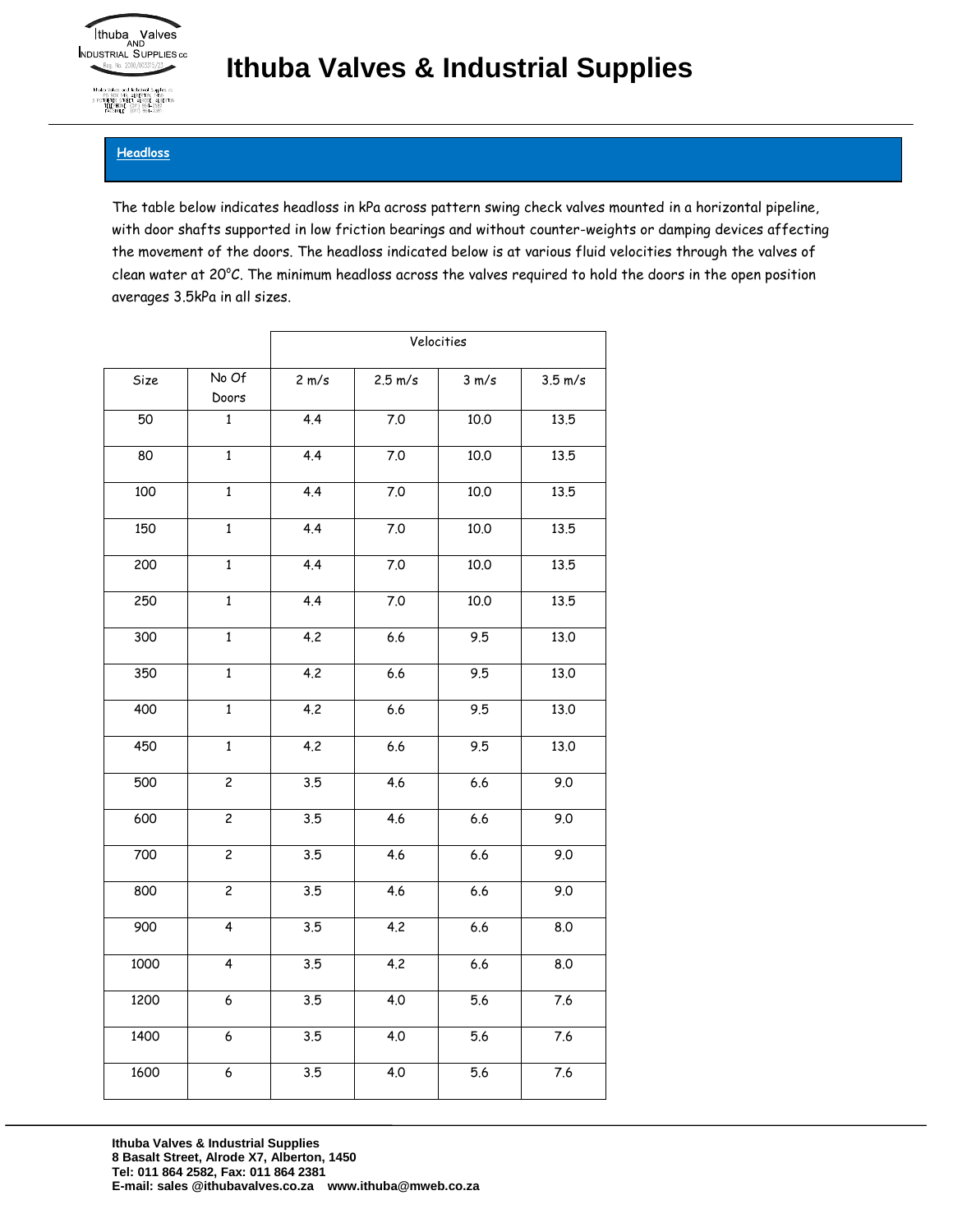## Headloss

The table below indicates headloss in kPa across pattern swing check valves mounted in a horizontal pipeline, with door shafts supported in low friction bearings and without counter-weights or damping devices affecting the movement of the doors. The headloss indicated below is at various fluid velocities through the valves of clean water at 20°C. The minimum headloss across the valves required to hold the doors in the open position averages 3.5kPa in all sizes.

| | | Velocities | | | |
|---|---|---|---|---|---|
| Size | No Of Doors | 2 m/s | 2.5 m/s | 3 m/s | 3.5 m/s |
| 50 | 1 | 4.4 | 7.0 | 10.0 | 13.5 |
| 80 | 1 | 4.4 | 7.0 | 10.0 | 13.5 |
| 100 | 1 | 4.4 | 7.0 | 10.0 | 13.5 |
| 150 | 1 | 4.4 | 7.0 | 10.0 | 13.5 |
| 200 | 1 | 4.4 | 7.0 | 10.0 | 13.5 |
| 250 | 1 | 4.4 | 7.0 | 10.0 | 13.5 |
| 300 | 1 | 4.2 | 6.6 | 9.5 | 13.0 |
| 350 | 1 | 4.2 | 6.6 | 9.5 | 13.0 |
| 400 | 1 | 4.2 | 6.6 | 9.5 | 13.0 |
| 450 | 1 | 4.2 | 6.6 | 9.5 | 13.0 |
| 500 | 2 | 3.5 | 4.6 | 6.6 | 9.0 |
| 600 | 2 | 3.5 | 4.6 | 6.6 | 9.0 |
| 700 | 2 | 3.5 | 4.6 | 6.6 | 9.0 |
| 800 | 2 | 3.5 | 4.6 | 6.6 | 9.0 |
| 900 | 4 | 3.5 | 4.2 | 6.6 | 8.0 |
| 1000 | 4 | 3.5 | 4.2 | 6.6 | 8.0 |
| 1200 | 6 | 3.5 | 4.0 | 5.6 | 7.6 |
| 1400 | 6 | 3.5 | 4.0 | 5.6 | 7.6 |
| 1600 | 6 | 3.5 | 4.0 | 5.6 | 7.6 |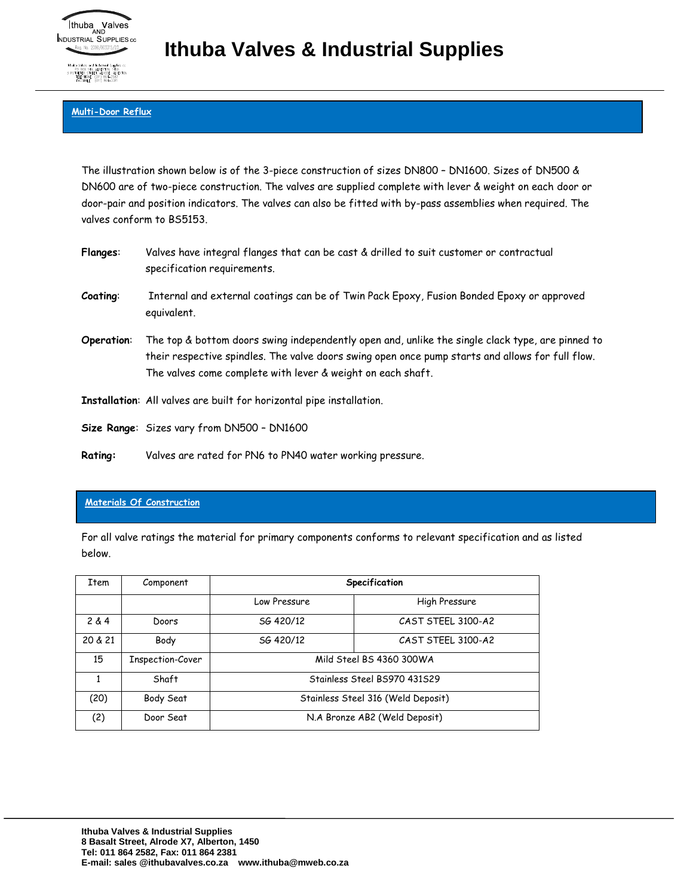## Multi-Door Reflux

The illustration shown below is of the 3-piece construction of sizes DN800 – DN1600. Sizes of DN500 & DN600 are of two-piece construction. The valves are supplied complete with lever & weight on each door or door-pair and position indicators. The valves can also be fitted with by-pass assemblies when required. The valves conform to BS5153.

**Flanges**: Valves have integral flanges that can be cast & drilled to suit customer or contractual specification requirements.

**Coating**: Internal and external coatings can be of Twin Pack Epoxy, Fusion Bonded Epoxy or approved equivalent.

**Operation**: The top & bottom doors swing independently open and, unlike the single clack type, are pinned to their respective spindles. The valve doors swing open once pump starts and allows for full flow. The valves come complete with lever & weight on each shaft.

**Installation**: All valves are built for horizontal pipe installation.

**Size Range**: Sizes vary from DN500 – DN1600

**Rating:** Valves are rated for PN6 to PN40 water working pressure.

## Materials Of Construction

For all valve ratings the material for primary components conforms to relevant specification and as listed below.

| Item | Component | **Specification** | |
|---|---|---|---|
| | | Low Pressure | High Pressure |
| 2 & 4 | Doors | SG 420/12 | CAST STEEL 3100-A2 |
| 20 & 21 | Body | SG 420/12 | CAST STEEL 3100-A2 |
| 15 | Inspection-Cover | Mild Steel BS 4360 300WA | |
| 1 | Shaft | Stainless Steel BS970 431S29 | |
| (20) | Body Seat | Stainless Steel 316 (Weld Deposit) | |
| (2) | Door Seat | N.A Bronze AB2 (Weld Deposit) | |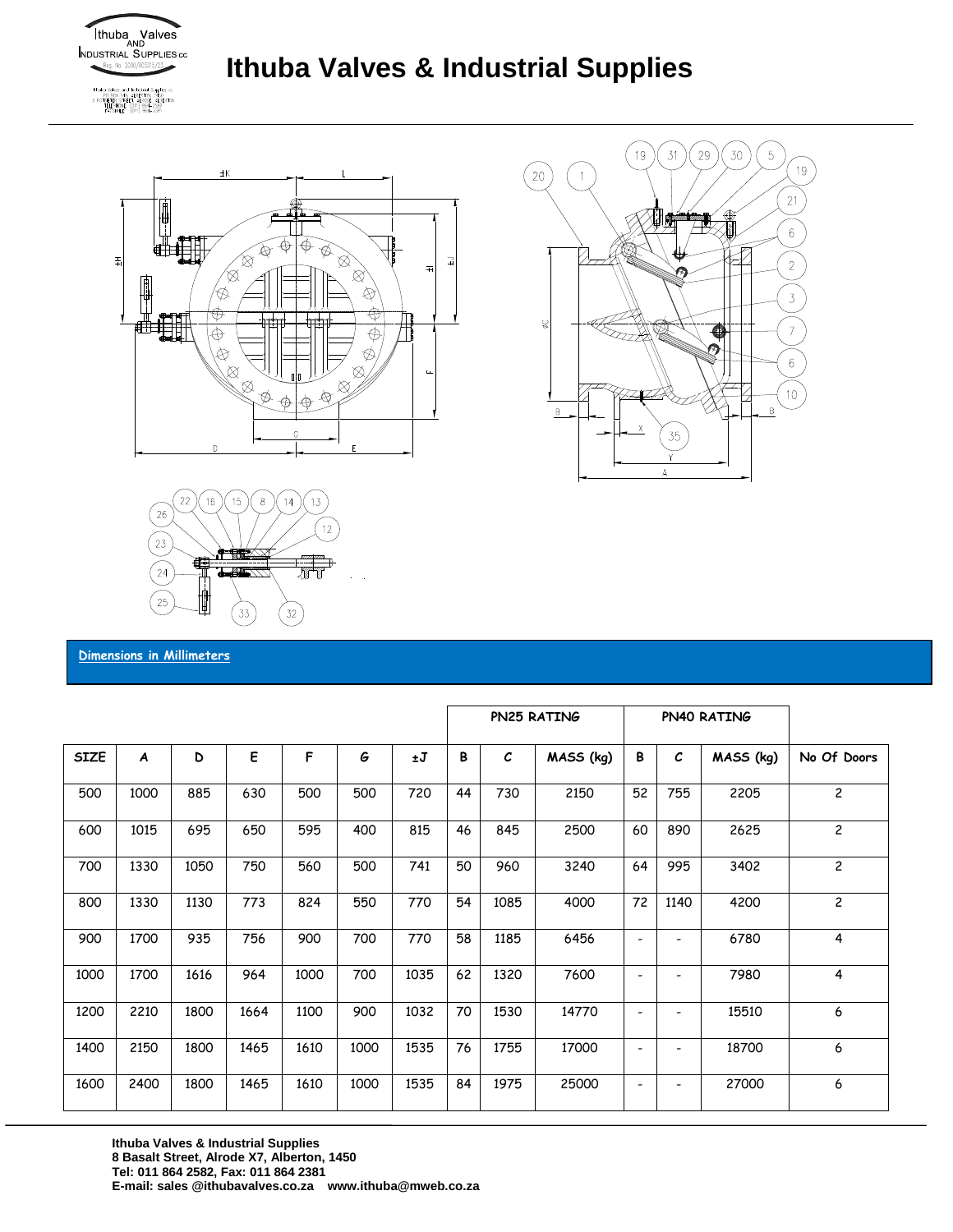# Ithuba Valves & Industrial Supplies

**Dimensions in Millimeters**

| | | | | | | | PN25 RATING | | | PN40 RATING | | | |
|---|---|---|---|---|---|---|---|---|---|---|---|---|---|
| SIZE | A | D | E | F | G | ±J | B | C | MASS (kg) | B | C | MASS (kg) | No Of Doors |
| 500 | 1000 | 885 | 630 | 500 | 500 | 720 | 44 | 730 | 2150 | 52 | 755 | 2205 | 2 |
| 600 | 1015 | 695 | 650 | 595 | 400 | 815 | 46 | 845 | 2500 | 60 | 890 | 2625 | 2 |
| 700 | 1330 | 1050 | 750 | 560 | 500 | 741 | 50 | 960 | 3240 | 64 | 995 | 3402 | 2 |
| 800 | 1330 | 1130 | 773 | 824 | 550 | 770 | 54 | 1085 | 4000 | 72 | 1140 | 4200 | 2 |
| 900 | 1700 | 935 | 756 | 900 | 700 | 770 | 58 | 1185 | 6456 | - | - | 6780 | 4 |
| 1000 | 1700 | 1616 | 964 | 1000 | 700 | 1035 | 62 | 1320 | 7600 | - | - | 7980 | 4 |
| 1200 | 2210 | 1800 | 1664 | 1100 | 900 | 1032 | 70 | 1530 | 14770 | - | - | 15510 | 6 |
| 1400 | 2150 | 1800 | 1465 | 1610 | 1000 | 1535 | 76 | 1755 | 17000 | - | - | 18700 | 6 |
| 1600 | 2400 | 1800 | 1465 | 1610 | 1000 | 1535 | 84 | 1975 | 25000 | - | - | 27000 | 6 |

**Ithuba Valves & Industrial Supplies**
**8 Basalt Street, Alrode X7, Alberton, 1450**
**Tel: 011 864 2582, Fax: 011 864 2381**
**E-mail: sales @ithubavalves.co.za www.ithuba@mweb.co.za**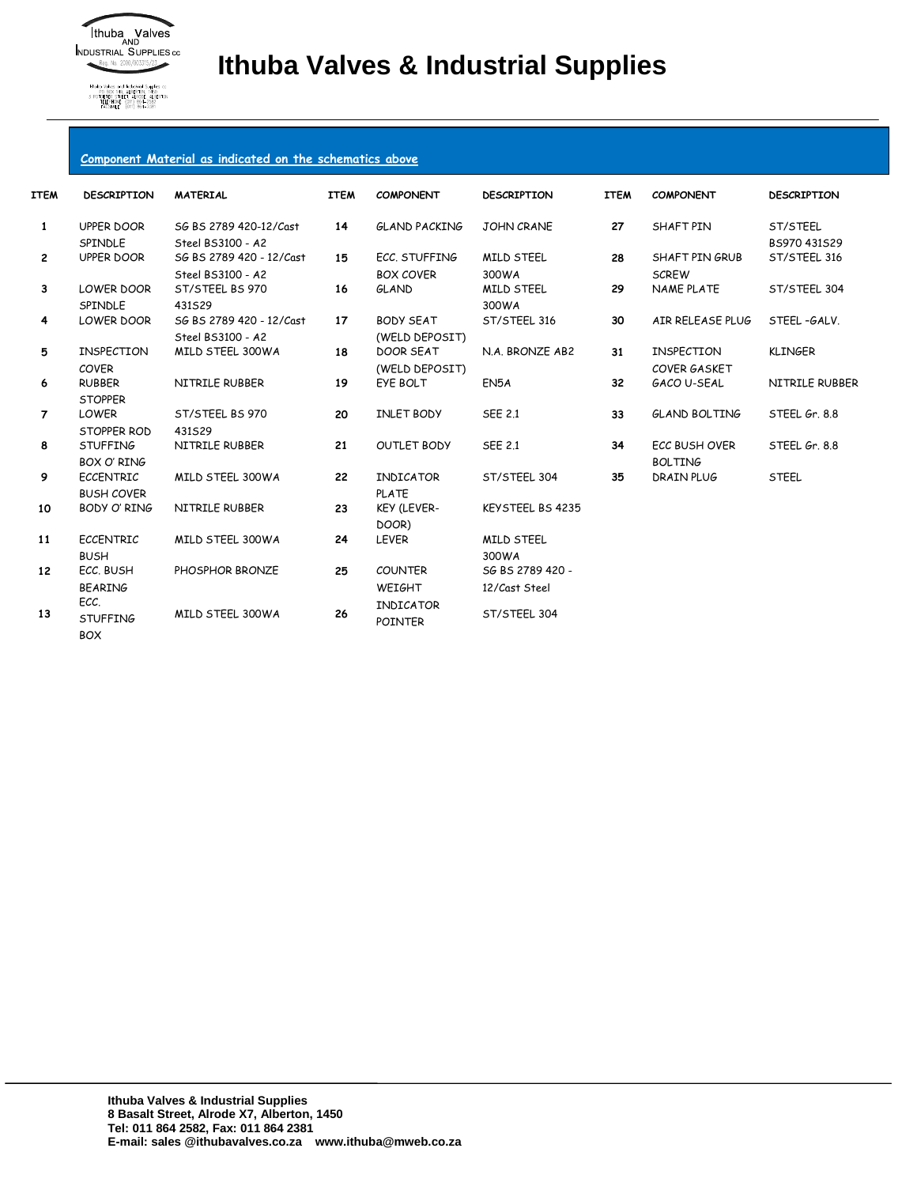# Ithuba Valves & Industrial Supplies

**Component Material as indicated on the schematics above**

| ITEM | DESCRIPTION | MATERIAL | ITEM | COMPONENT | DESCRIPTION | ITEM | COMPONENT | DESCRIPTION |
|---|---|---|---|---|---|---|---|---|
| 1 | UPPER DOOR SPINDLE | SG BS 2789 420-12/Cast Steel BS3100 - A2 | 14 | GLAND PACKING | JOHN CRANE | 27 | SHAFT PIN | ST/STEEL BS970 431S29 |
| 2 | UPPER DOOR | SG BS 2789 420 - 12/Cast Steel BS3100 - A2 | 15 | ECC. STUFFING BOX COVER | MILD STEEL 300WA | 28 | SHAFT PIN GRUB SCREW | ST/STEEL 316 |
| 3 | LOWER DOOR SPINDLE | ST/STEEL BS 970 431S29 | 16 | GLAND | MILD STEEL 300WA | 29 | NAME PLATE | ST/STEEL 304 |
| 4 | LOWER DOOR | SG BS 2789 420 - 12/Cast Steel BS3100 - A2 | 17 | BODY SEAT (WELD DEPOSIT) | ST/STEEL 316 | 30 | AIR RELEASE PLUG | STEEL -GALV. |
| 5 | INSPECTION COVER | MILD STEEL 300WA | 18 | DOOR SEAT (WELD DEPOSIT) | N.A. BRONZE AB2 | 31 | INSPECTION COVER GASKET | KLINGER |
| 6 | RUBBER STOPPER | NITRILE RUBBER | 19 | EYE BOLT | EN5A | 32 | GACO U-SEAL | NITRILE RUBBER |
| 7 | LOWER STOPPER ROD | ST/STEEL BS 970 431S29 | 20 | INLET BODY | SEE 2.1 | 33 | GLAND BOLTING | STEEL Gr. 8.8 |
| 8 | STUFFING BOX O' RING | NITRILE RUBBER | 21 | OUTLET BODY | SEE 2.1 | 34 | ECC BUSH OVER BOLTING | STEEL Gr. 8.8 |
| 9 | ECCENTRIC BUSH COVER | MILD STEEL 300WA | 22 | INDICATOR PLATE | ST/STEEL 304 | 35 | DRAIN PLUG | STEEL |
| 10 | BODY O' RING | NITRILE RUBBER | 23 | KEY (LEVER-DOOR) | KEYSTEEL BS 4235 | | | |
| 11 | ECCENTRIC BUSH | MILD STEEL 300WA | 24 | LEVER | MILD STEEL 300WA | | | |
| 12 | ECC. BUSH BEARING | PHOSPHOR BRONZE | 25 | COUNTER WEIGHT | SG BS 2789 420 - 12/Cast Steel | | | |
| 13 | ECC. STUFFING BOX | MILD STEEL 300WA | 26 | INDICATOR POINTER | ST/STEEL 304 | | | |

**Ithuba Valves & Industrial Supplies**
**8 Basalt Street, Alrode X7, Alberton, 1450**
**Tel: 011 864 2582, Fax: 011 864 2381**
**E-mail: sales @ithubavalves.co.za    www.ithuba@mweb.co.za**